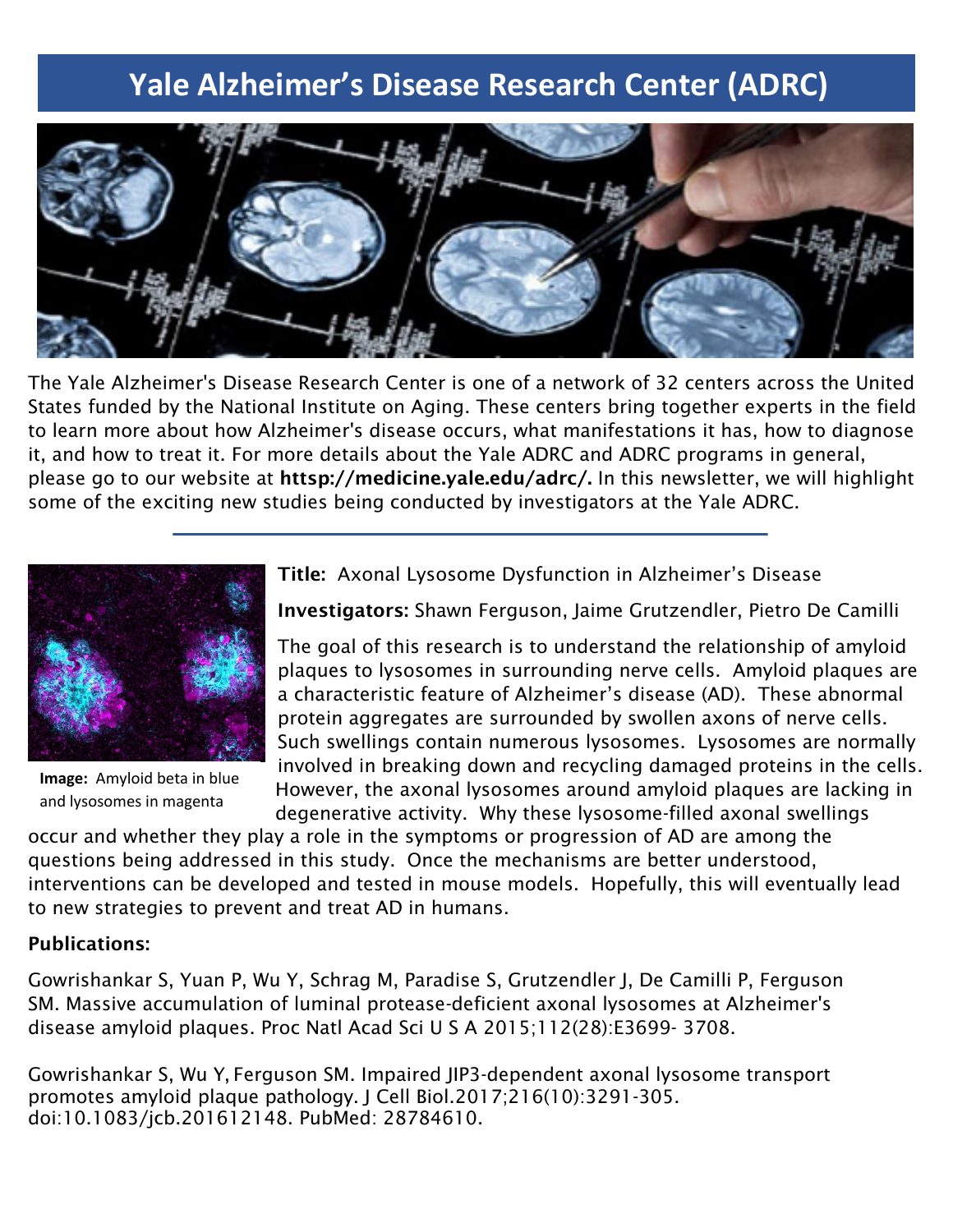# Yale Alzheimer's Disease Research Center (ADRC)

The Yale Alzheimer's Disease Research Center is one of a network of 32 centers across the United States funded by the National Institute on Aging. These centers bring together experts in the field to learn more about how Alzheimer's disease occurs, what manifestations it has, how to diagnose it, and how to treat it. For more details about the Yale ADRC and ADRC programs in general, please go to our website at **httsp://medicine.yale.edu/adrc/.** In this newsletter, we will highlight some of the exciting new studies being conducted by investigators at the Yale ADRC.

---

**Image:** Amyloid beta in blue and lysosomes in magenta

**Title:** Axonal Lysosome Dysfunction in Alzheimer's Disease

**Investigators:** Shawn Ferguson, Jaime Grutzendler, Pietro De Camilli

The goal of this research is to understand the relationship of amyloid plaques to lysosomes in surrounding nerve cells. Amyloid plaques are a characteristic feature of Alzheimer's disease (AD). These abnormal protein aggregates are surrounded by swollen axons of nerve cells. Such swellings contain numerous lysosomes. Lysosomes are normally involved in breaking down and recycling damaged proteins in the cells. However, the axonal lysosomes around amyloid plaques are lacking in degenerative activity. Why these lysosome-filled axonal swellings occur and whether they play a role in the symptoms or progression of AD are among the questions being addressed in this study. Once the mechanisms are better understood, interventions can be developed and tested in mouse models. Hopefully, this will eventually lead to new strategies to prevent and treat AD in humans.

**Publications:**

Gowrishankar S, Yuan P, Wu Y, Schrag M, Paradise S, Grutzendler J, De Camilli P, Ferguson SM. Massive accumulation of luminal protease-deficient axonal lysosomes at Alzheimer's disease amyloid plaques. Proc Natl Acad Sci U S A 2015;112(28):E3699- 3708.

Gowrishankar S, Wu Y, Ferguson SM. Impaired JIP3-dependent axonal lysosome transport promotes amyloid plaque pathology. J Cell Biol.2017;216(10):3291-305. doi:10.1083/jcb.201612148. PubMed: 28784610.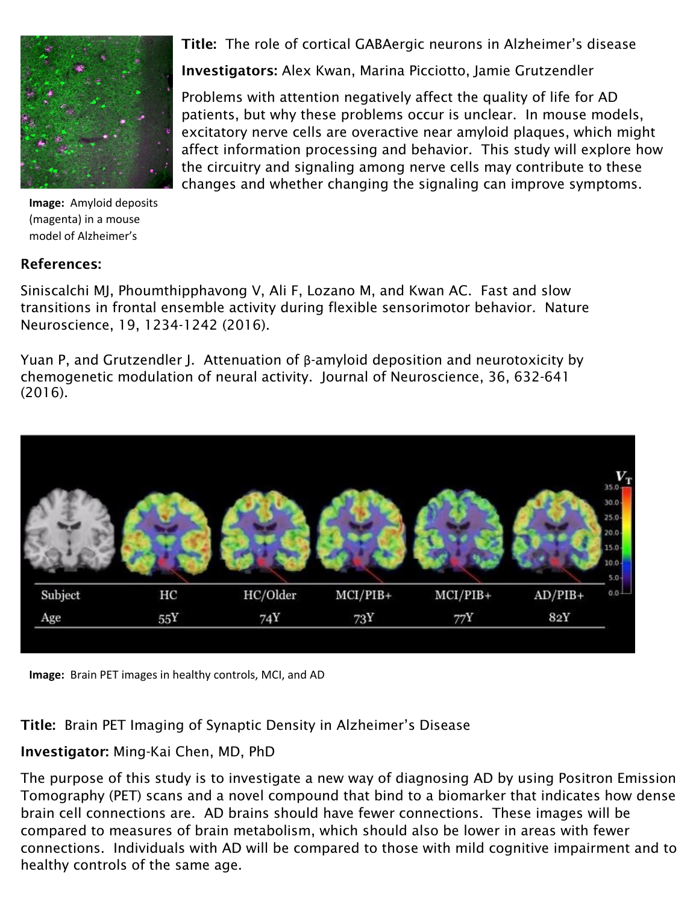**Title:** The role of cortical GABAergic neurons in Alzheimer's disease

**Investigators:** Alex Kwan, Marina Picciotto, Jamie Grutzendler

Problems with attention negatively affect the quality of life for AD patients, but why these problems occur is unclear. In mouse models, excitatory nerve cells are overactive near amyloid plaques, which might affect information processing and behavior. This study will explore how the circuitry and signaling among nerve cells may contribute to these changes and whether changing the signaling can improve symptoms.

**Image:** Amyloid deposits (magenta) in a mouse model of Alzheimer's

**References:**

Siniscalchi MJ, Phoumthipphavong V, Ali F, Lozano M, and Kwan AC. Fast and slow transitions in frontal ensemble activity during flexible sensorimotor behavior. Nature Neuroscience, 19, 1234-1242 (2016).

Yuan P, and Grutzendler J. Attenuation of β-amyloid deposition and neurotoxicity by chemogenetic modulation of neural activity. Journal of Neuroscience, 36, 632-641 (2016).

**Image:** Brain PET images in healthy controls, MCI, and AD

**Title:** Brain PET Imaging of Synaptic Density in Alzheimer's Disease

**Investigator:** Ming-Kai Chen, MD, PhD

The purpose of this study is to investigate a new way of diagnosing AD by using Positron Emission Tomography (PET) scans and a novel compound that bind to a biomarker that indicates how dense brain cell connections are. AD brains should have fewer connections. These images will be compared to measures of brain metabolism, which should also be lower in areas with fewer connections. Individuals with AD will be compared to those with mild cognitive impairment and to healthy controls of the same age.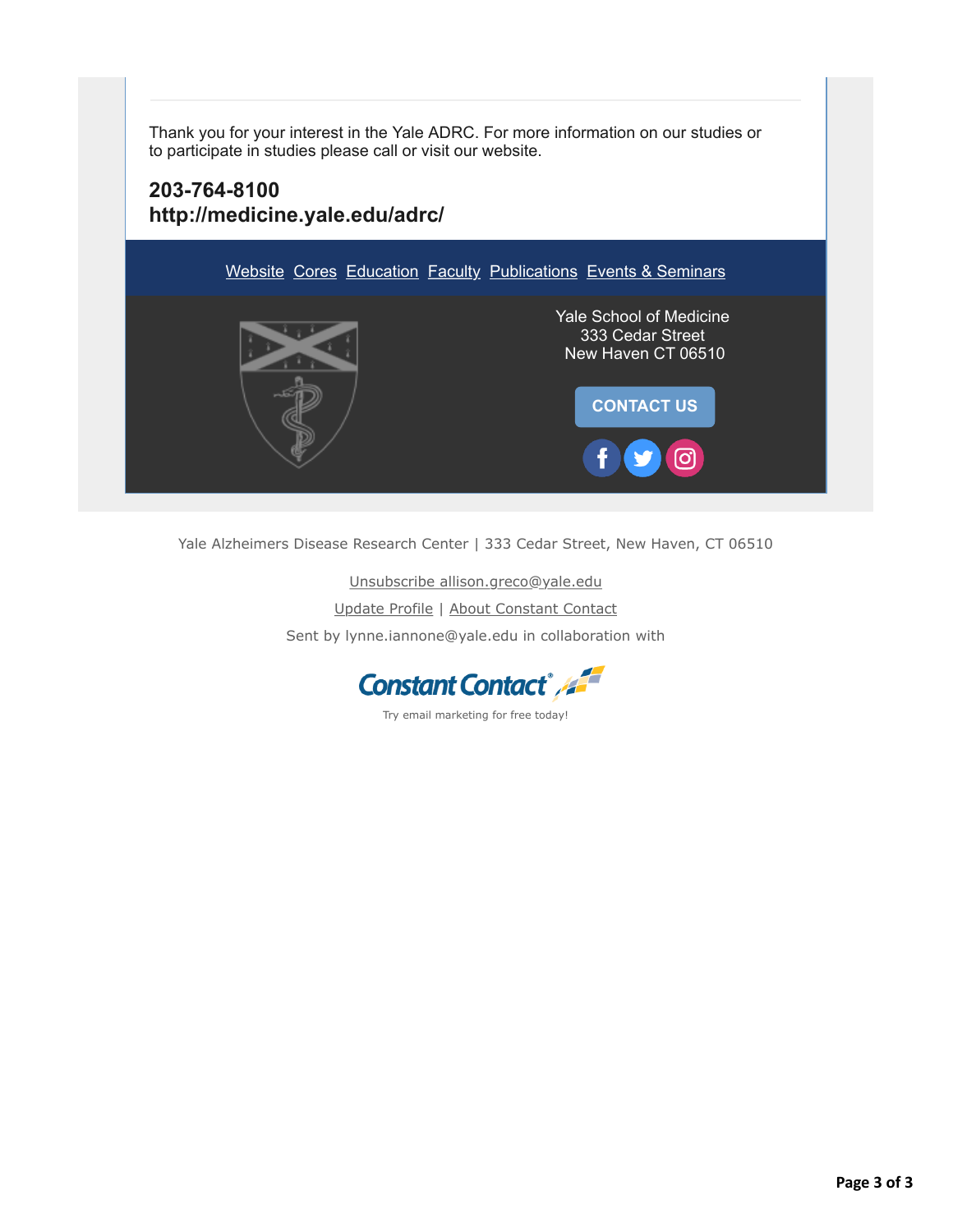Thank you for your interest in the Yale ADRC. For more information on our studies or to participate in studies please call or visit our website.

**203-764-8100**
**http://medicine.yale.edu/adrc/**

Website Cores Education Faculty Publications Events & Seminars

Yale School of Medicine
333 Cedar Street
New Haven CT 06510

CONTACT US

Yale Alzheimers Disease Research Center | 333 Cedar Street, New Haven, CT 06510

Unsubscribe allison.greco@yale.edu

Update Profile | About Constant Contact

Sent by lynne.iannone@yale.edu in collaboration with

Constant Contact

Try email marketing for free today!